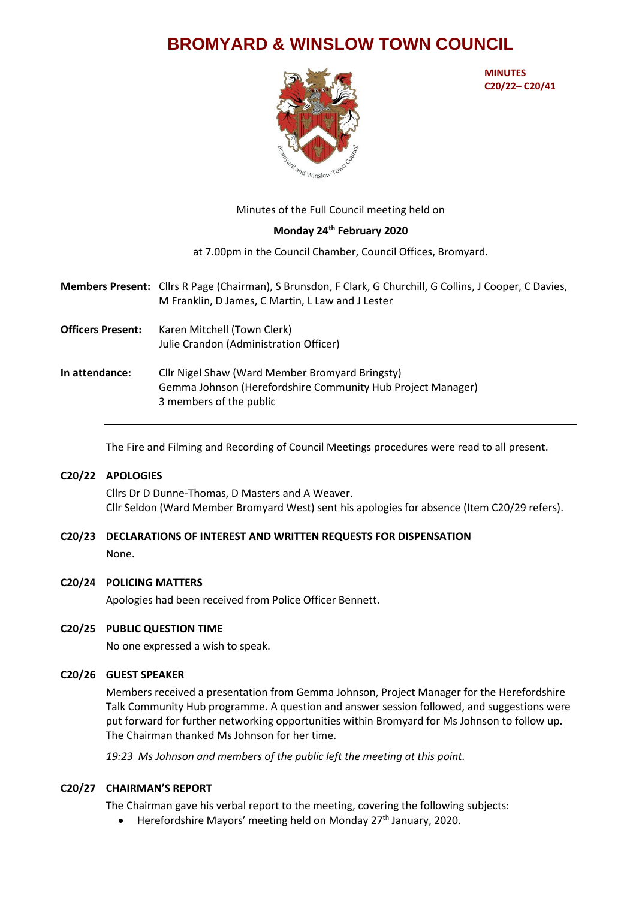# BROMYARD & WINSLOW TOWN COUNCIL

**MINUTES**
**C20/22– C20/41**

Minutes of the Full Council meeting held on

**Monday 24th February 2020**

at 7.00pm in the Council Chamber, Council Offices, Bromyard.

**Members Present:** Cllrs R Page (Chairman), S Brunsdon, F Clark, G Churchill, G Collins, J Cooper, C Davies, M Franklin, D James, C Martin, L Law and J Lester

**Officers Present:** Karen Mitchell (Town Clerk)
Julie Crandon (Administration Officer)

**In attendance:** Cllr Nigel Shaw (Ward Member Bromyard Bringsty)
Gemma Johnson (Herefordshire Community Hub Project Manager)
3 members of the public

---

The Fire and Filming and Recording of Council Meetings procedures were read to all present.

## C20/22 APOLOGIES

Cllrs Dr D Dunne-Thomas, D Masters and A Weaver.
Cllr Seldon (Ward Member Bromyard West) sent his apologies for absence (Item C20/29 refers).

## C20/23 DECLARATIONS OF INTEREST AND WRITTEN REQUESTS FOR DISPENSATION

None.

## C20/24 POLICING MATTERS

Apologies had been received from Police Officer Bennett.

## C20/25 PUBLIC QUESTION TIME

No one expressed a wish to speak.

## C20/26 GUEST SPEAKER

Members received a presentation from Gemma Johnson, Project Manager for the Herefordshire Talk Community Hub programme. A question and answer session followed, and suggestions were put forward for further networking opportunities within Bromyard for Ms Johnson to follow up. The Chairman thanked Ms Johnson for her time.

*19:23 Ms Johnson and members of the public left the meeting at this point.*

## C20/27 CHAIRMAN'S REPORT

The Chairman gave his verbal report to the meeting, covering the following subjects:

- Herefordshire Mayors' meeting held on Monday 27th January, 2020.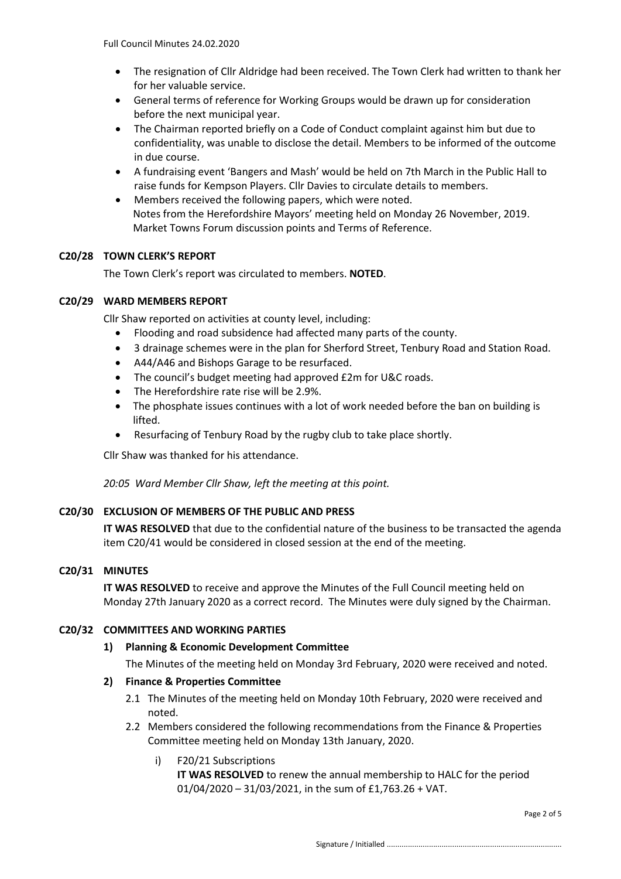- The resignation of Cllr Aldridge had been received. The Town Clerk had written to thank her for her valuable service.
- General terms of reference for Working Groups would be drawn up for consideration before the next municipal year.
- The Chairman reported briefly on a Code of Conduct complaint against him but due to confidentiality, was unable to disclose the detail. Members to be informed of the outcome in due course.
- A fundraising event 'Bangers and Mash' would be held on 7th March in the Public Hall to raise funds for Kempson Players. Cllr Davies to circulate details to members.
- Members received the following papers, which were noted.
  Notes from the Herefordshire Mayors' meeting held on Monday 26 November, 2019.
  Market Towns Forum discussion points and Terms of Reference.

### C20/28 TOWN CLERK'S REPORT

The Town Clerk's report was circulated to members. **NOTED**.

### C20/29 WARD MEMBERS REPORT

Cllr Shaw reported on activities at county level, including:

- Flooding and road subsidence had affected many parts of the county.
- 3 drainage schemes were in the plan for Sherford Street, Tenbury Road and Station Road.
- A44/A46 and Bishops Garage to be resurfaced.
- The council's budget meeting had approved £2m for U&C roads.
- The Herefordshire rate rise will be 2.9%.
- The phosphate issues continues with a lot of work needed before the ban on building is lifted.
- Resurfacing of Tenbury Road by the rugby club to take place shortly.

Cllr Shaw was thanked for his attendance.

*20:05 Ward Member Cllr Shaw, left the meeting at this point.*

### C20/30 EXCLUSION OF MEMBERS OF THE PUBLIC AND PRESS

**IT WAS RESOLVED** that due to the confidential nature of the business to be transacted the agenda item C20/41 would be considered in closed session at the end of the meeting.

### C20/31 MINUTES

**IT WAS RESOLVED** to receive and approve the Minutes of the Full Council meeting held on Monday 27th January 2020 as a correct record. The Minutes were duly signed by the Chairman.

### C20/32 COMMITTEES AND WORKING PARTIES

**1) Planning & Economic Development Committee**

The Minutes of the meeting held on Monday 3rd February, 2020 were received and noted.

**2) Finance & Properties Committee**

2.1 The Minutes of the meeting held on Monday 10th February, 2020 were received and noted.

2.2 Members considered the following recommendations from the Finance & Properties Committee meeting held on Monday 13th January, 2020.

i) F20/21 Subscriptions
**IT WAS RESOLVED** to renew the annual membership to HALC for the period 01/04/2020 – 31/03/2021, in the sum of £1,763.26 + VAT.

Signature / Initialled ................................................................................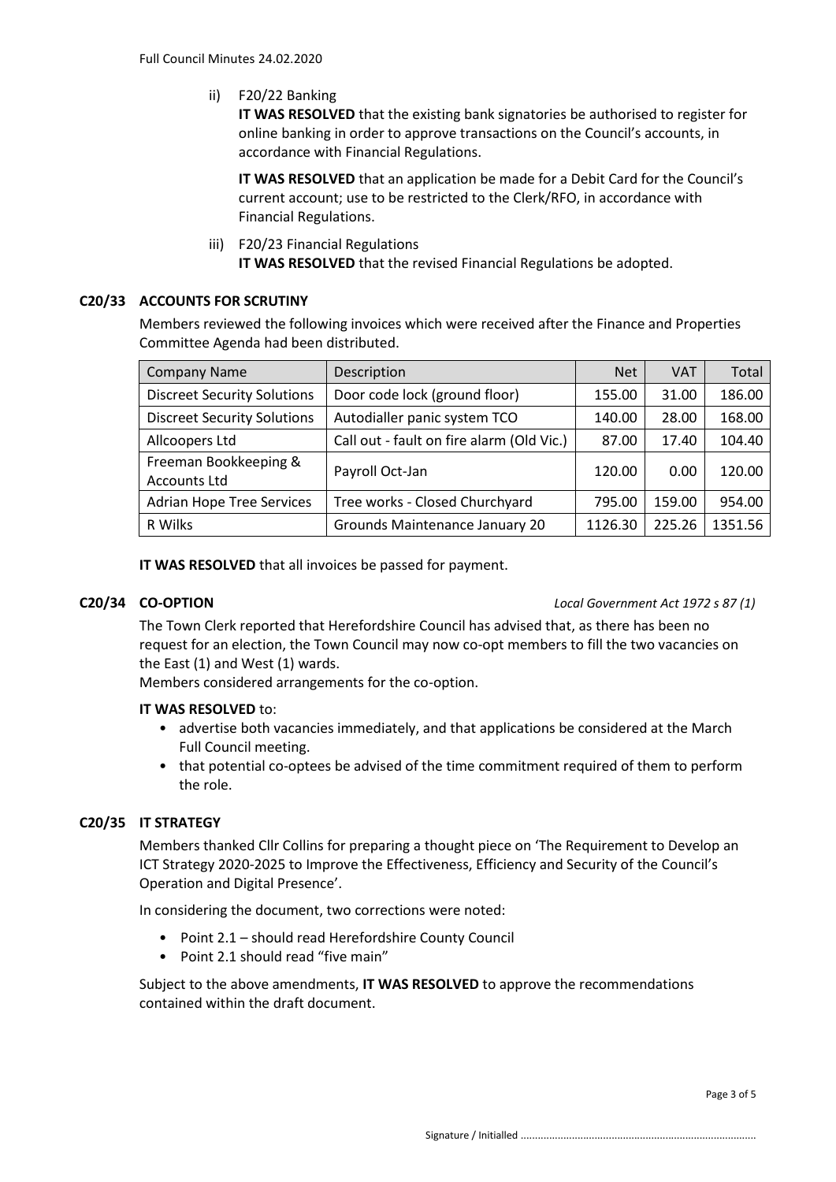ii) F20/22 Banking

**IT WAS RESOLVED** that the existing bank signatories be authorised to register for online banking in order to approve transactions on the Council's accounts, in accordance with Financial Regulations.

**IT WAS RESOLVED** that an application be made for a Debit Card for the Council's current account; use to be restricted to the Clerk/RFO, in accordance with Financial Regulations.

iii) F20/23 Financial Regulations

**IT WAS RESOLVED** that the revised Financial Regulations be adopted.

## C20/33 ACCOUNTS FOR SCRUTINY

Members reviewed the following invoices which were received after the Finance and Properties Committee Agenda had been distributed.

| Company Name | Description | Net | VAT | Total |
|---|---|---|---|---|
| Discreet Security Solutions | Door code lock (ground floor) | 155.00 | 31.00 | 186.00 |
| Discreet Security Solutions | Autodialler panic system TCO | 140.00 | 28.00 | 168.00 |
| Allcoopers Ltd | Call out - fault on fire alarm (Old Vic.) | 87.00 | 17.40 | 104.40 |
| Freeman Bookkeeping & Accounts Ltd | Payroll Oct-Jan | 120.00 | 0.00 | 120.00 |
| Adrian Hope Tree Services | Tree works - Closed Churchyard | 795.00 | 159.00 | 954.00 |
| R Wilks | Grounds Maintenance January 20 | 1126.30 | 225.26 | 1351.56 |

**IT WAS RESOLVED** that all invoices be passed for payment.

## C20/34 CO-OPTION

*Local Government Act 1972 s 87 (1)*

The Town Clerk reported that Herefordshire Council has advised that, as there has been no request for an election, the Town Council may now co-opt members to fill the two vacancies on the East (1) and West (1) wards.

Members considered arrangements for the co-option.

**IT WAS RESOLVED** to:

- advertise both vacancies immediately, and that applications be considered at the March Full Council meeting.
- that potential co-optees be advised of the time commitment required of them to perform the role.

## C20/35 IT STRATEGY

Members thanked Cllr Collins for preparing a thought piece on 'The Requirement to Develop an ICT Strategy 2020-2025 to Improve the Effectiveness, Efficiency and Security of the Council's Operation and Digital Presence'.

In considering the document, two corrections were noted:

- Point 2.1 – should read Herefordshire County Council
- Point 2.1 should read "five main"

Subject to the above amendments, **IT WAS RESOLVED** to approve the recommendations contained within the draft document.

Signature / Initialled ..................................................................................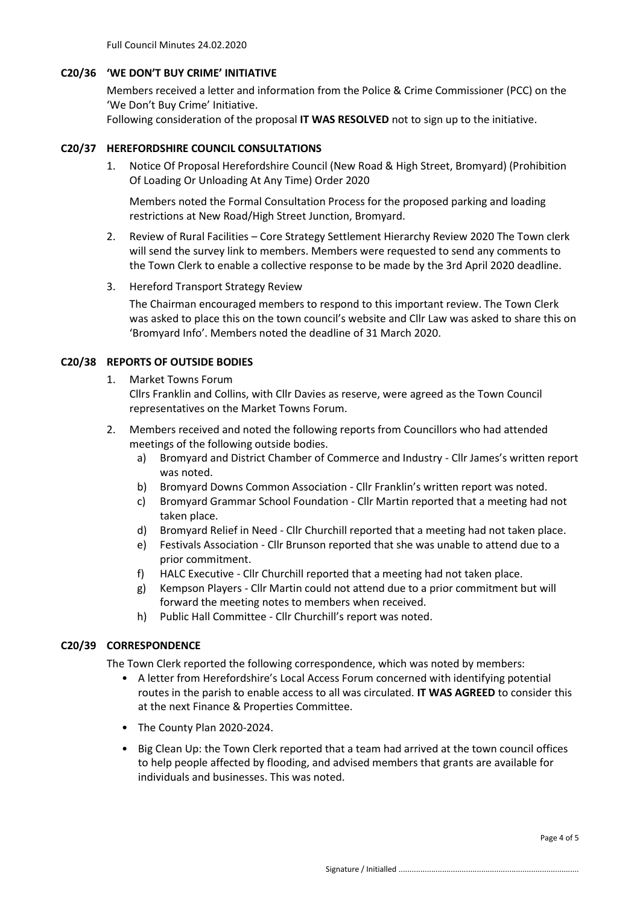## C20/36 'WE DON'T BUY CRIME' INITIATIVE

Members received a letter and information from the Police & Crime Commissioner (PCC) on the 'We Don't Buy Crime' Initiative.
Following consideration of the proposal **IT WAS RESOLVED** not to sign up to the initiative.

## C20/37 HEREFORDSHIRE COUNCIL CONSULTATIONS

1. Notice Of Proposal Herefordshire Council (New Road & High Street, Bromyard) (Prohibition Of Loading Or Unloading At Any Time) Order 2020

   Members noted the Formal Consultation Process for the proposed parking and loading restrictions at New Road/High Street Junction, Bromyard.

2. Review of Rural Facilities – Core Strategy Settlement Hierarchy Review 2020 The Town clerk will send the survey link to members. Members were requested to send any comments to the Town Clerk to enable a collective response to be made by the 3rd April 2020 deadline.

3. Hereford Transport Strategy Review

   The Chairman encouraged members to respond to this important review. The Town Clerk was asked to place this on the town council's website and Cllr Law was asked to share this on 'Bromyard Info'. Members noted the deadline of 31 March 2020.

## C20/38 REPORTS OF OUTSIDE BODIES

1. Market Towns Forum
   Cllrs Franklin and Collins, with Cllr Davies as reserve, were agreed as the Town Council representatives on the Market Towns Forum.

2. Members received and noted the following reports from Councillors who had attended meetings of the following outside bodies.
   a) Bromyard and District Chamber of Commerce and Industry - Cllr James's written report was noted.
   b) Bromyard Downs Common Association - Cllr Franklin's written report was noted.
   c) Bromyard Grammar School Foundation - Cllr Martin reported that a meeting had not taken place.
   d) Bromyard Relief in Need - Cllr Churchill reported that a meeting had not taken place.
   e) Festivals Association - Cllr Brunson reported that she was unable to attend due to a prior commitment.
   f) HALC Executive - Cllr Churchill reported that a meeting had not taken place.
   g) Kempson Players - Cllr Martin could not attend due to a prior commitment but will forward the meeting notes to members when received.
   h) Public Hall Committee - Cllr Churchill's report was noted.

## C20/39 CORRESPONDENCE

The Town Clerk reported the following correspondence, which was noted by members:

- A letter from Herefordshire's Local Access Forum concerned with identifying potential routes in the parish to enable access to all was circulated. **IT WAS AGREED** to consider this at the next Finance & Properties Committee.
- The County Plan 2020-2024.
- Big Clean Up: the Town Clerk reported that a team had arrived at the town council offices to help people affected by flooding, and advised members that grants are available for individuals and businesses. This was noted.

Signature / Initialled ..................................................................................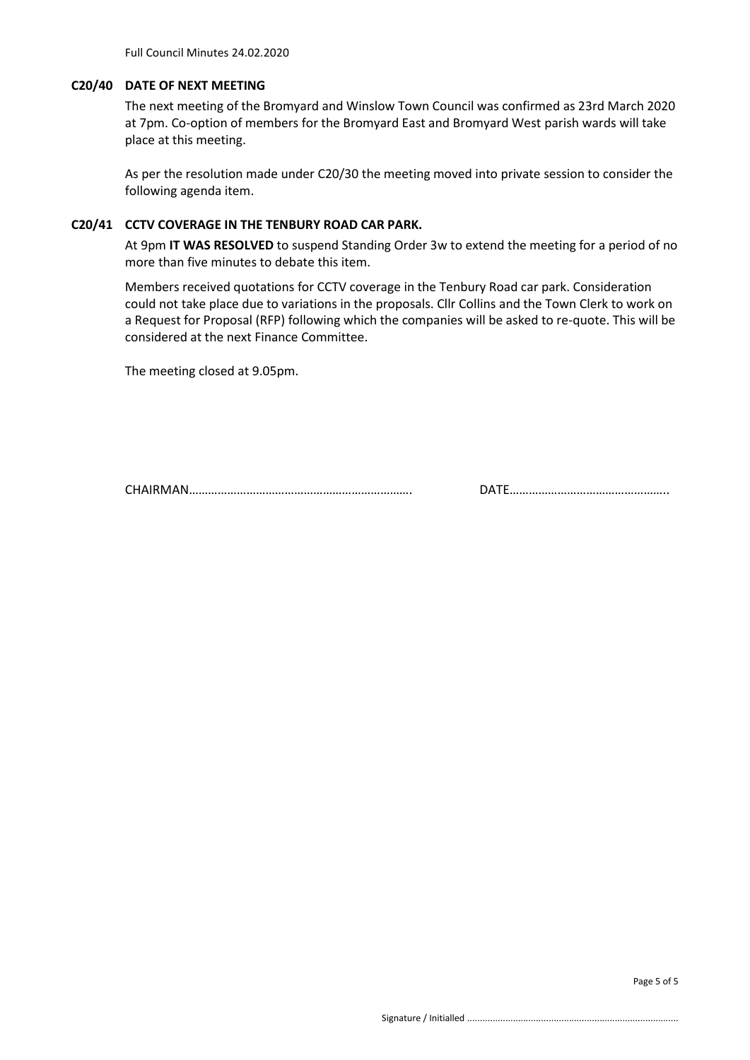**C20/40 DATE OF NEXT MEETING**

The next meeting of the Bromyard and Winslow Town Council was confirmed as 23rd March 2020 at 7pm. Co-option of members for the Bromyard East and Bromyard West parish wards will take place at this meeting.

As per the resolution made under C20/30 the meeting moved into private session to consider the following agenda item.

**C20/41 CCTV COVERAGE IN THE TENBURY ROAD CAR PARK.**

At 9pm **IT WAS RESOLVED** to suspend Standing Order 3w to extend the meeting for a period of no more than five minutes to debate this item.

Members received quotations for CCTV coverage in the Tenbury Road car park. Consideration could not take place due to variations in the proposals. Cllr Collins and the Town Clerk to work on a Request for Proposal (RFP) following which the companies will be asked to re-quote. This will be considered at the next Finance Committee.

The meeting closed at 9.05pm.

CHAIRMAN……………………………………………………………. DATE…………………………………………..

Signature / Initialled ..................................................................................